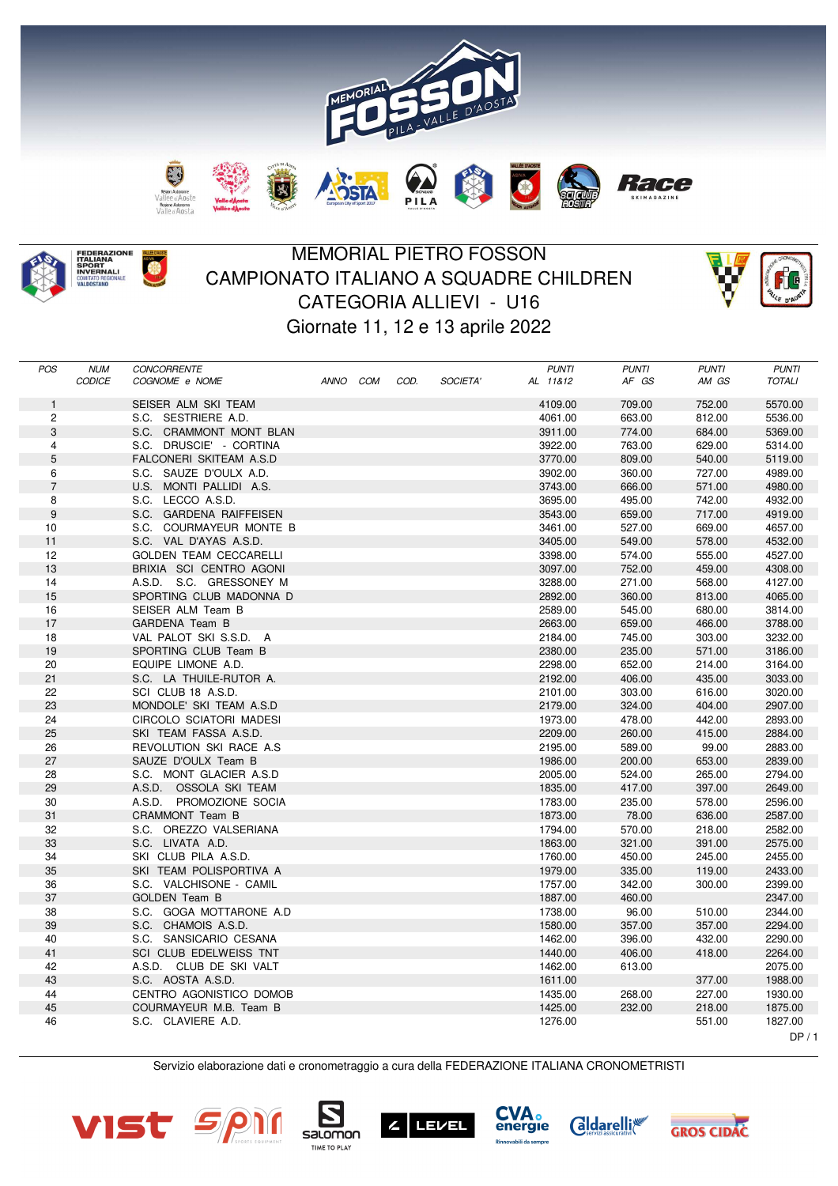# MEMORIAL PIETRO FOSSON
## CAMPIONATO ITALIANO A SQUADRE CHILDREN
## CATEGORIA ALLIEVI - U16
### Giornate 11, 12 e 13 aprile 2022

| POS | NUM CODICE | CONCORRENTE COGNOME e NOME | ANNO | COM | COD. | SOCIETA' | PUNTI AL 11&12 | PUNTI AF GS | PUNTI AM GS | PUNTI TOTALI |
|---|---|---|---|---|---|---|---|---|---|---|
| 1 | | SEISER ALM SKI TEAM | | | | | 4109.00 | 709.00 | 752.00 | 5570.00 |
| 2 | | S.C. SESTRIERE A.D. | | | | | 4061.00 | 663.00 | 812.00 | 5536.00 |
| 3 | | S.C. CRAMMONT MONT BLAN | | | | | 3911.00 | 774.00 | 684.00 | 5369.00 |
| 4 | | S.C. DRUSCIE' - CORTINA | | | | | 3922.00 | 763.00 | 629.00 | 5314.00 |
| 5 | | FALCONERI SKITEAM A.S.D | | | | | 3770.00 | 809.00 | 540.00 | 5119.00 |
| 6 | | S.C. SAUZE D'OULX A.D. | | | | | 3902.00 | 360.00 | 727.00 | 4989.00 |
| 7 | | U.S. MONTI PALLIDI A.S. | | | | | 3743.00 | 666.00 | 571.00 | 4980.00 |
| 8 | | S.C. LECCO A.S.D. | | | | | 3695.00 | 495.00 | 742.00 | 4932.00 |
| 9 | | S.C. GARDENA RAIFFEISEN | | | | | 3543.00 | 659.00 | 717.00 | 4919.00 |
| 10 | | S.C. COURMAYEUR MONTE B | | | | | 3461.00 | 527.00 | 669.00 | 4657.00 |
| 11 | | S.C. VAL D'AYAS A.S.D. | | | | | 3405.00 | 549.00 | 578.00 | 4532.00 |
| 12 | | GOLDEN TEAM CECCARELLI | | | | | 3398.00 | 574.00 | 555.00 | 4527.00 |
| 13 | | BRIXIA SCI CENTRO AGONI | | | | | 3097.00 | 752.00 | 459.00 | 4308.00 |
| 14 | | A.S.D. S.C. GRESSONEY M | | | | | 3288.00 | 271.00 | 568.00 | 4127.00 |
| 15 | | SPORTING CLUB MADONNA D | | | | | 2892.00 | 360.00 | 813.00 | 4065.00 |
| 16 | | SEISER ALM Team B | | | | | 2589.00 | 545.00 | 680.00 | 3814.00 |
| 17 | | GARDENA Team B | | | | | 2663.00 | 659.00 | 466.00 | 3788.00 |
| 18 | | VAL PALOT SKI S.S.D. A | | | | | 2184.00 | 745.00 | 303.00 | 3232.00 |
| 19 | | SPORTING CLUB Team B | | | | | 2380.00 | 235.00 | 571.00 | 3186.00 |
| 20 | | EQUIPE LIMONE A.D. | | | | | 2298.00 | 652.00 | 214.00 | 3164.00 |
| 21 | | S.C. LA THUILE-RUTOR A. | | | | | 2192.00 | 406.00 | 435.00 | 3033.00 |
| 22 | | SCI CLUB 18 A.S.D. | | | | | 2101.00 | 303.00 | 616.00 | 3020.00 |
| 23 | | MONDOLE' SKI TEAM A.S.D | | | | | 2179.00 | 324.00 | 404.00 | 2907.00 |
| 24 | | CIRCOLO SCIATORI MADESI | | | | | 1973.00 | 478.00 | 442.00 | 2893.00 |
| 25 | | SKI TEAM FASSA A.S.D. | | | | | 2209.00 | 260.00 | 415.00 | 2884.00 |
| 26 | | REVOLUTION SKI RACE A.S | | | | | 2195.00 | 589.00 | 99.00 | 2883.00 |
| 27 | | SAUZE D'OULX Team B | | | | | 1986.00 | 200.00 | 653.00 | 2839.00 |
| 28 | | S.C. MONT GLACIER A.S.D | | | | | 2005.00 | 524.00 | 265.00 | 2794.00 |
| 29 | | A.S.D. OSSOLA SKI TEAM | | | | | 1835.00 | 417.00 | 397.00 | 2649.00 |
| 30 | | A.S.D. PROMOZIONE SOCIA | | | | | 1783.00 | 235.00 | 578.00 | 2596.00 |
| 31 | | CRAMMONT Team B | | | | | 1873.00 | 78.00 | 636.00 | 2587.00 |
| 32 | | S.C. OREZZO VALSERIANA | | | | | 1794.00 | 570.00 | 218.00 | 2582.00 |
| 33 | | S.C. LIVATA A.D. | | | | | 1863.00 | 321.00 | 391.00 | 2575.00 |
| 34 | | SKI CLUB PILA A.S.D. | | | | | 1760.00 | 450.00 | 245.00 | 2455.00 |
| 35 | | SKI TEAM POLISPORTIVA A | | | | | 1979.00 | 335.00 | 119.00 | 2433.00 |
| 36 | | S.C. VALCHISONE - CAMIL | | | | | 1757.00 | 342.00 | 300.00 | 2399.00 |
| 37 | | GOLDEN Team B | | | | | 1887.00 | 460.00 | | 2347.00 |
| 38 | | S.C. GOGA MOTTARONE A.D | | | | | 1738.00 | 96.00 | 510.00 | 2344.00 |
| 39 | | S.C. CHAMOIS A.S.D. | | | | | 1580.00 | 357.00 | 357.00 | 2294.00 |
| 40 | | S.C. SANSICARIO CESANA | | | | | 1462.00 | 396.00 | 432.00 | 2290.00 |
| 41 | | SCI CLUB EDELWEISS TNT | | | | | 1440.00 | 406.00 | 418.00 | 2264.00 |
| 42 | | A.S.D. CLUB DE SKI VALT | | | | | 1462.00 | 613.00 | | 2075.00 |
| 43 | | S.C. AOSTA A.S.D. | | | | | 1611.00 | | 377.00 | 1988.00 |
| 44 | | CENTRO AGONISTICO DOMOB | | | | | 1435.00 | 268.00 | 227.00 | 1930.00 |
| 45 | | COURMAYEUR M.B. Team B | | | | | 1425.00 | 232.00 | 218.00 | 1875.00 |
| 46 | | S.C. CLAVIERE A.D. | | | | | 1276.00 | | 551.00 | 1827.00 |

Servizio elaborazione dati e cronometraggio a cura della FEDERAZIONE ITALIANA CRONOMETRISTI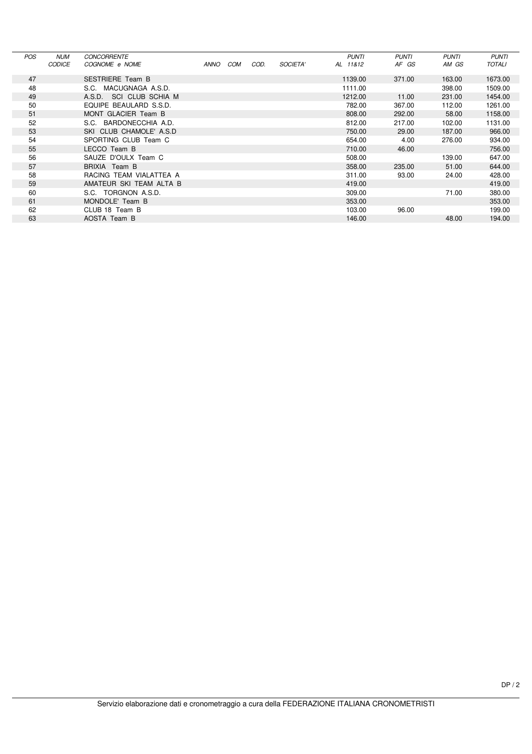| POS | NUM CODICE | CONCORRENTE COGNOME e NOME | ANNO | COM | COD. | SOCIETA' | PUNTI AL 11&12 | PUNTI AF GS | PUNTI AM GS | PUNTI TOTALI |
|---|---|---|---|---|---|---|---|---|---|---|
| 47 | | SESTRIERE Team B | | | | | 1139.00 | 371.00 | 163.00 | 1673.00 |
| 48 | | S.C. MACUGNAGA A.S.D. | | | | | 1111.00 | | 398.00 | 1509.00 |
| 49 | | A.S.D. SCI CLUB SCHIA M | | | | | 1212.00 | 11.00 | 231.00 | 1454.00 |
| 50 | | EQUIPE BEAULARD S.S.D. | | | | | 782.00 | 367.00 | 112.00 | 1261.00 |
| 51 | | MONT GLACIER Team B | | | | | 808.00 | 292.00 | 58.00 | 1158.00 |
| 52 | | S.C. BARDONECCHIA A.D. | | | | | 812.00 | 217.00 | 102.00 | 1131.00 |
| 53 | | SKI CLUB CHAMOLE' A.S.D | | | | | 750.00 | 29.00 | 187.00 | 966.00 |
| 54 | | SPORTING CLUB Team C | | | | | 654.00 | 4.00 | 276.00 | 934.00 |
| 55 | | LECCO Team B | | | | | 710.00 | 46.00 | | 756.00 |
| 56 | | SAUZE D'OULX Team C | | | | | 508.00 | | 139.00 | 647.00 |
| 57 | | BRIXIA Team B | | | | | 358.00 | 235.00 | 51.00 | 644.00 |
| 58 | | RACING TEAM VIALATTEA A | | | | | 311.00 | 93.00 | 24.00 | 428.00 |
| 59 | | AMATEUR SKI TEAM ALTA B | | | | | 419.00 | | | 419.00 |
| 60 | | S.C. TORGNON A.S.D. | | | | | 309.00 | | 71.00 | 380.00 |
| 61 | | MONDOLE' Team B | | | | | 353.00 | | | 353.00 |
| 62 | | CLUB 18 Team B | | | | | 103.00 | 96.00 | | 199.00 |
| 63 | | AOSTA Team B | | | | | 146.00 | | 48.00 | 194.00 |

Servizio elaborazione dati e cronometraggio a cura della FEDERAZIONE ITALIANA CRONOMETRISTI